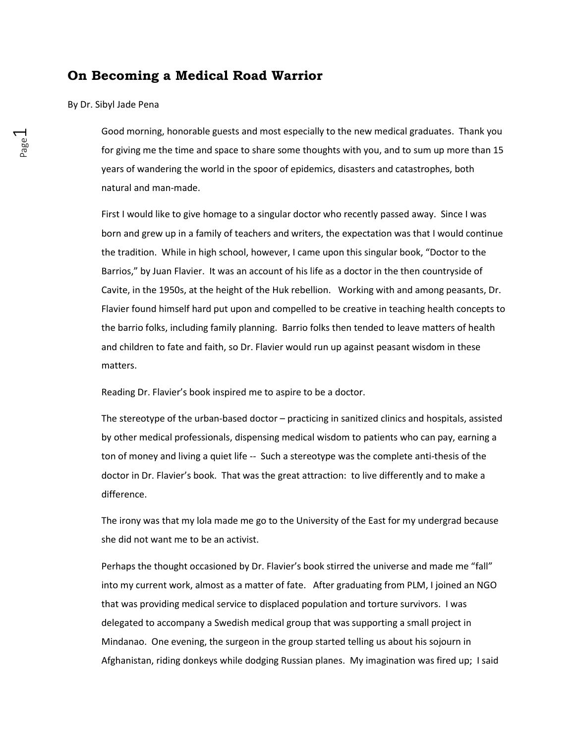# On Becoming a Medical Road Warrior

By Dr. Sibyl Jade Pena

Good morning, honorable guests and most especially to the new medical graduates. Thank you for giving me the time and space to share some thoughts with you, and to sum up more than 15 years of wandering the world in the spoor of epidemics, disasters and catastrophes, both natural and man-made.

First I would like to give homage to a singular doctor who recently passed away. Since I was born and grew up in a family of teachers and writers, the expectation was that I would continue the tradition. While in high school, however, I came upon this singular book, "Doctor to the Barrios," by Juan Flavier. It was an account of his life as a doctor in the then countryside of Cavite, in the 1950s, at the height of the Huk rebellion. Working with and among peasants, Dr. Flavier found himself hard put upon and compelled to be creative in teaching health concepts to the barrio folks, including family planning. Barrio folks then tended to leave matters of health and children to fate and faith, so Dr. Flavier would run up against peasant wisdom in these matters.

Reading Dr. Flavier's book inspired me to aspire to be a doctor.

The stereotype of the urban-based doctor – practicing in sanitized clinics and hospitals, assisted by other medical professionals, dispensing medical wisdom to patients who can pay, earning a ton of money and living a quiet life -- Such a stereotype was the complete anti-thesis of the doctor in Dr. Flavier's book. That was the great attraction: to live differently and to make a difference.

The irony was that my lola made me go to the University of the East for my undergrad because she did not want me to be an activist.

Perhaps the thought occasioned by Dr. Flavier's book stirred the universe and made me "fall" into my current work, almost as a matter of fate. After graduating from PLM, I joined an NGO that was providing medical service to displaced population and torture survivors. I was delegated to accompany a Swedish medical group that was supporting a small project in Mindanao. One evening, the surgeon in the group started telling us about his sojourn in Afghanistan, riding donkeys while dodging Russian planes. My imagination was fired up; I said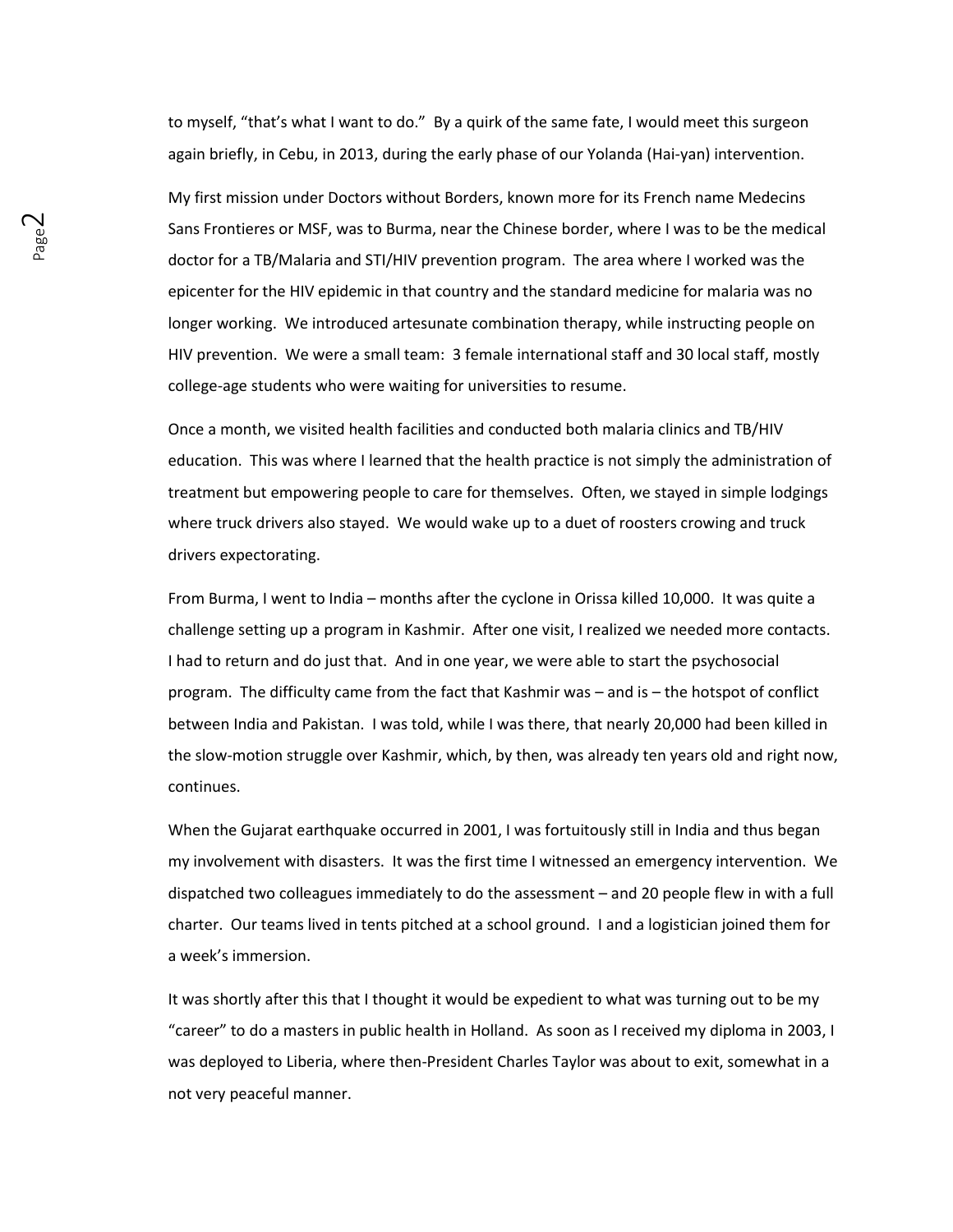to myself, "that's what I want to do." By a quirk of the same fate, I would meet this surgeon again briefly, in Cebu, in 2013, during the early phase of our Yolanda (Hai-yan) intervention.

My first mission under Doctors without Borders, known more for its French name Medecins Sans Frontieres or MSF, was to Burma, near the Chinese border, where I was to be the medical doctor for a TB/Malaria and STI/HIV prevention program. The area where I worked was the epicenter for the HIV epidemic in that country and the standard medicine for malaria was no longer working. We introduced artesunate combination therapy, while instructing people on HIV prevention. We were a small team: 3 female international staff and 30 local staff, mostly college-age students who were waiting for universities to resume.

Once a month, we visited health facilities and conducted both malaria clinics and TB/HIV education. This was where I learned that the health practice is not simply the administration of treatment but empowering people to care for themselves. Often, we stayed in simple lodgings where truck drivers also stayed. We would wake up to a duet of roosters crowing and truck drivers expectorating.

From Burma, I went to India – months after the cyclone in Orissa killed 10,000. It was quite a challenge setting up a program in Kashmir. After one visit, I realized we needed more contacts. I had to return and do just that. And in one year, we were able to start the psychosocial program. The difficulty came from the fact that Kashmir was – and is – the hotspot of conflict between India and Pakistan. I was told, while I was there, that nearly 20,000 had been killed in the slow-motion struggle over Kashmir, which, by then, was already ten years old and right now, continues.

When the Gujarat earthquake occurred in 2001, I was fortuitously still in India and thus began my involvement with disasters. It was the first time I witnessed an emergency intervention. We dispatched two colleagues immediately to do the assessment – and 20 people flew in with a full charter. Our teams lived in tents pitched at a school ground. I and a logistician joined them for a week's immersion.

It was shortly after this that I thought it would be expedient to what was turning out to be my "career" to do a masters in public health in Holland. As soon as I received my diploma in 2003, I was deployed to Liberia, where then-President Charles Taylor was about to exit, somewhat in a not very peaceful manner.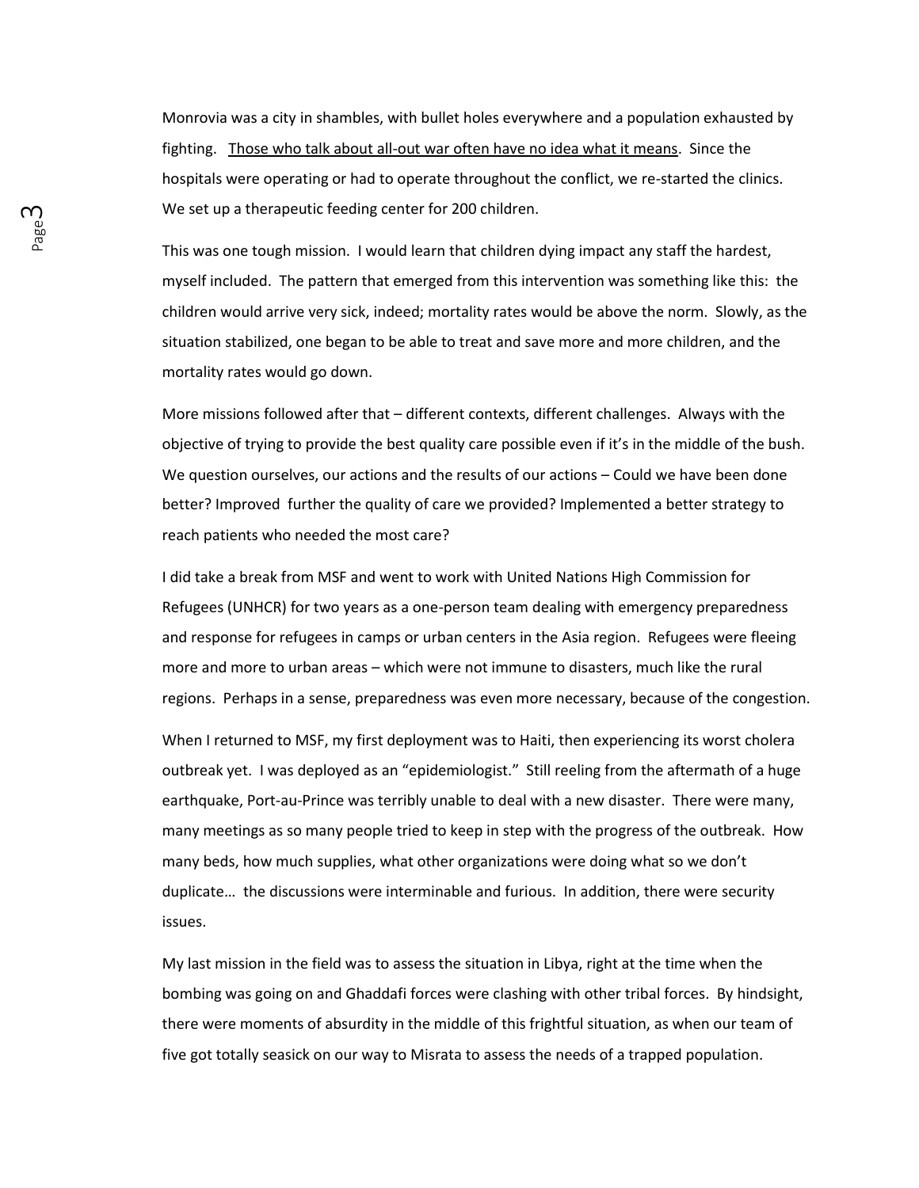Monrovia was a city in shambles, with bullet holes everywhere and a population exhausted by fighting. <u>Those who talk about all-out war often have no idea what it means</u>. Since the hospitals were operating or had to operate throughout the conflict, we re-started the clinics. We set up a therapeutic feeding center for 200 children.

This was one tough mission. I would learn that children dying impact any staff the hardest, myself included. The pattern that emerged from this intervention was something like this: the children would arrive very sick, indeed; mortality rates would be above the norm. Slowly, as the situation stabilized, one began to be able to treat and save more and more children, and the mortality rates would go down.

More missions followed after that – different contexts, different challenges. Always with the objective of trying to provide the best quality care possible even if it's in the middle of the bush. We question ourselves, our actions and the results of our actions – Could we have been done better? Improved further the quality of care we provided? Implemented a better strategy to reach patients who needed the most care?

I did take a break from MSF and went to work with United Nations High Commission for Refugees (UNHCR) for two years as a one-person team dealing with emergency preparedness and response for refugees in camps or urban centers in the Asia region. Refugees were fleeing more and more to urban areas – which were not immune to disasters, much like the rural regions. Perhaps in a sense, preparedness was even more necessary, because of the congestion.

When I returned to MSF, my first deployment was to Haiti, then experiencing its worst cholera outbreak yet. I was deployed as an "epidemiologist." Still reeling from the aftermath of a huge earthquake, Port-au-Prince was terribly unable to deal with a new disaster. There were many, many meetings as so many people tried to keep in step with the progress of the outbreak. How many beds, how much supplies, what other organizations were doing what so we don't duplicate… the discussions were interminable and furious. In addition, there were security issues.

My last mission in the field was to assess the situation in Libya, right at the time when the bombing was going on and Ghaddafi forces were clashing with other tribal forces. By hindsight, there were moments of absurdity in the middle of this frightful situation, as when our team of five got totally seasick on our way to Misrata to assess the needs of a trapped population.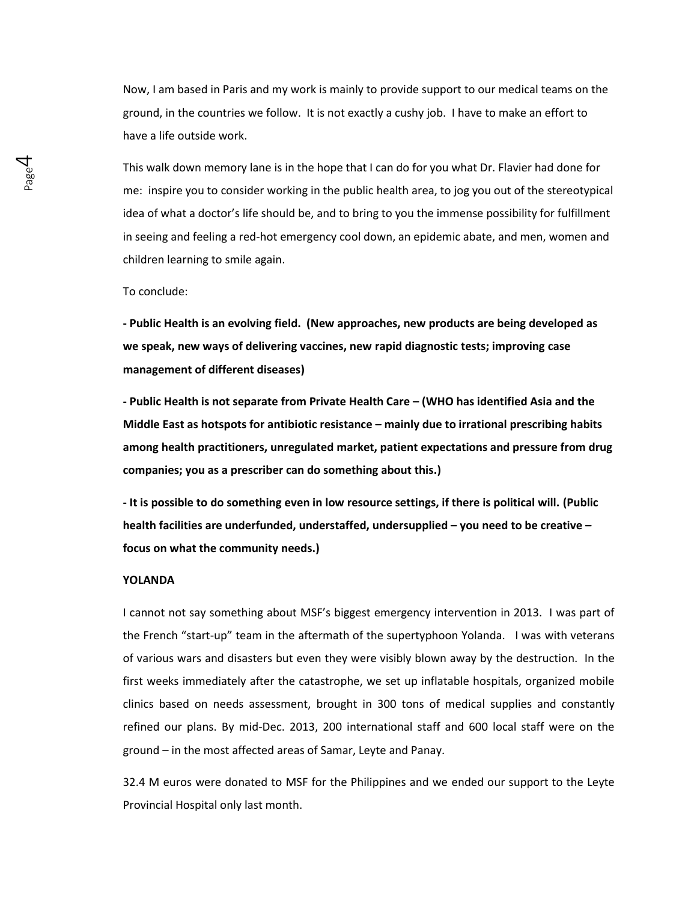Now, I am based in Paris and my work is mainly to provide support to our medical teams on the ground, in the countries we follow. It is not exactly a cushy job. I have to make an effort to have a life outside work.

This walk down memory lane is in the hope that I can do for you what Dr. Flavier had done for me: inspire you to consider working in the public health area, to jog you out of the stereotypical idea of what a doctor's life should be, and to bring to you the immense possibility for fulfillment in seeing and feeling a red-hot emergency cool down, an epidemic abate, and men, women and children learning to smile again.

To conclude:

**- Public Health is an evolving field. (New approaches, new products are being developed as we speak, new ways of delivering vaccines, new rapid diagnostic tests; improving case management of different diseases)**

**- Public Health is not separate from Private Health Care – (WHO has identified Asia and the Middle East as hotspots for antibiotic resistance – mainly due to irrational prescribing habits among health practitioners, unregulated market, patient expectations and pressure from drug companies; you as a prescriber can do something about this.)**

**- It is possible to do something even in low resource settings, if there is political will. (Public health facilities are underfunded, understaffed, undersupplied – you need to be creative – focus on what the community needs.)**

**YOLANDA**

I cannot not say something about MSF's biggest emergency intervention in 2013. I was part of the French "start-up" team in the aftermath of the supertyphoon Yolanda. I was with veterans of various wars and disasters but even they were visibly blown away by the destruction. In the first weeks immediately after the catastrophe, we set up inflatable hospitals, organized mobile clinics based on needs assessment, brought in 300 tons of medical supplies and constantly refined our plans. By mid-Dec. 2013, 200 international staff and 600 local staff were on the ground – in the most affected areas of Samar, Leyte and Panay.

32.4 M euros were donated to MSF for the Philippines and we ended our support to the Leyte Provincial Hospital only last month.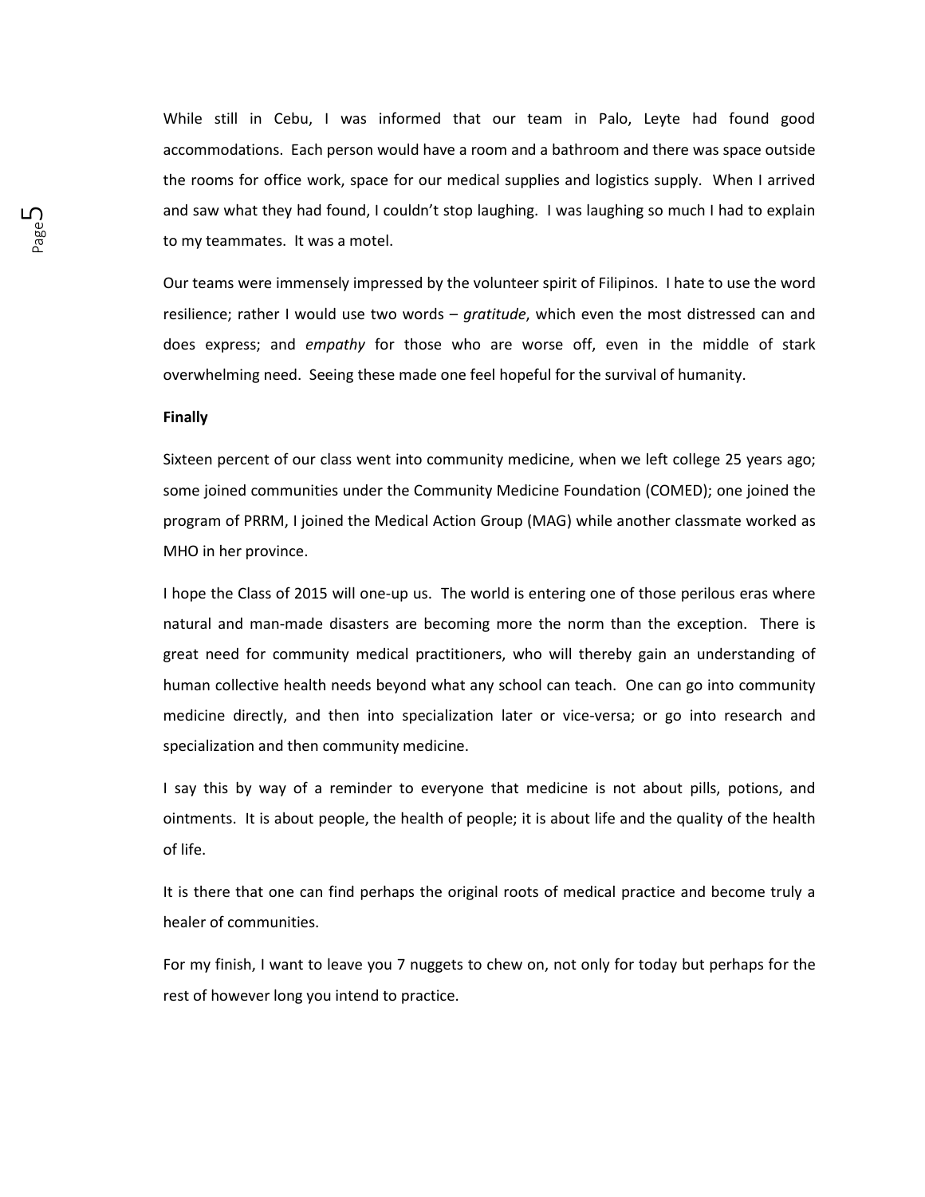While still in Cebu, I was informed that our team in Palo, Leyte had found good accommodations. Each person would have a room and a bathroom and there was space outside the rooms for office work, space for our medical supplies and logistics supply. When I arrived and saw what they had found, I couldn't stop laughing. I was laughing so much I had to explain to my teammates. It was a motel.

Our teams were immensely impressed by the volunteer spirit of Filipinos. I hate to use the word resilience; rather I would use two words – *gratitude*, which even the most distressed can and does express; and *empathy* for those who are worse off, even in the middle of stark overwhelming need. Seeing these made one feel hopeful for the survival of humanity.

**Finally**

Sixteen percent of our class went into community medicine, when we left college 25 years ago; some joined communities under the Community Medicine Foundation (COMED); one joined the program of PRRM, I joined the Medical Action Group (MAG) while another classmate worked as MHO in her province.

I hope the Class of 2015 will one-up us. The world is entering one of those perilous eras where natural and man-made disasters are becoming more the norm than the exception. There is great need for community medical practitioners, who will thereby gain an understanding of human collective health needs beyond what any school can teach. One can go into community medicine directly, and then into specialization later or vice-versa; or go into research and specialization and then community medicine.

I say this by way of a reminder to everyone that medicine is not about pills, potions, and ointments. It is about people, the health of people; it is about life and the quality of the health of life.

It is there that one can find perhaps the original roots of medical practice and become truly a healer of communities.

For my finish, I want to leave you 7 nuggets to chew on, not only for today but perhaps for the rest of however long you intend to practice.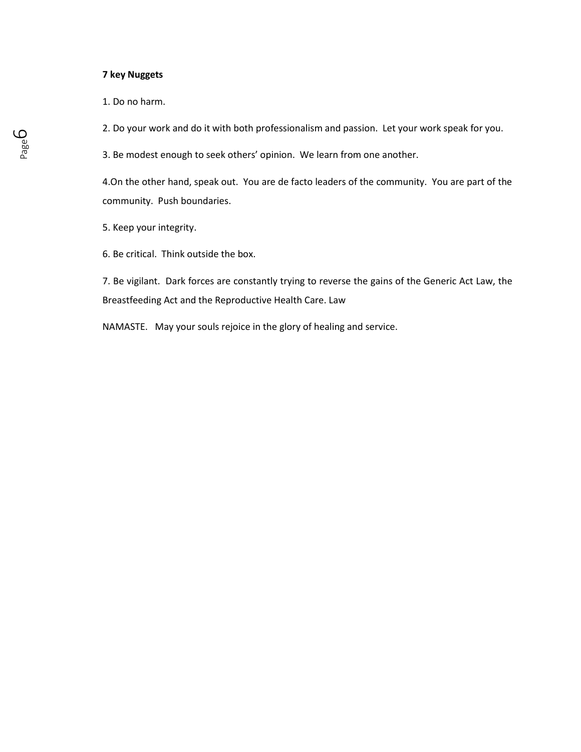**7 key Nuggets**

1. Do no harm.

2. Do your work and do it with both professionalism and passion. Let your work speak for you.

3. Be modest enough to seek others' opinion. We learn from one another.

4.On the other hand, speak out. You are de facto leaders of the community. You are part of the community. Push boundaries.

5. Keep your integrity.

6. Be critical. Think outside the box.

7. Be vigilant. Dark forces are constantly trying to reverse the gains of the Generic Act Law, the Breastfeeding Act and the Reproductive Health Care. Law

NAMASTE. May your souls rejoice in the glory of healing and service.